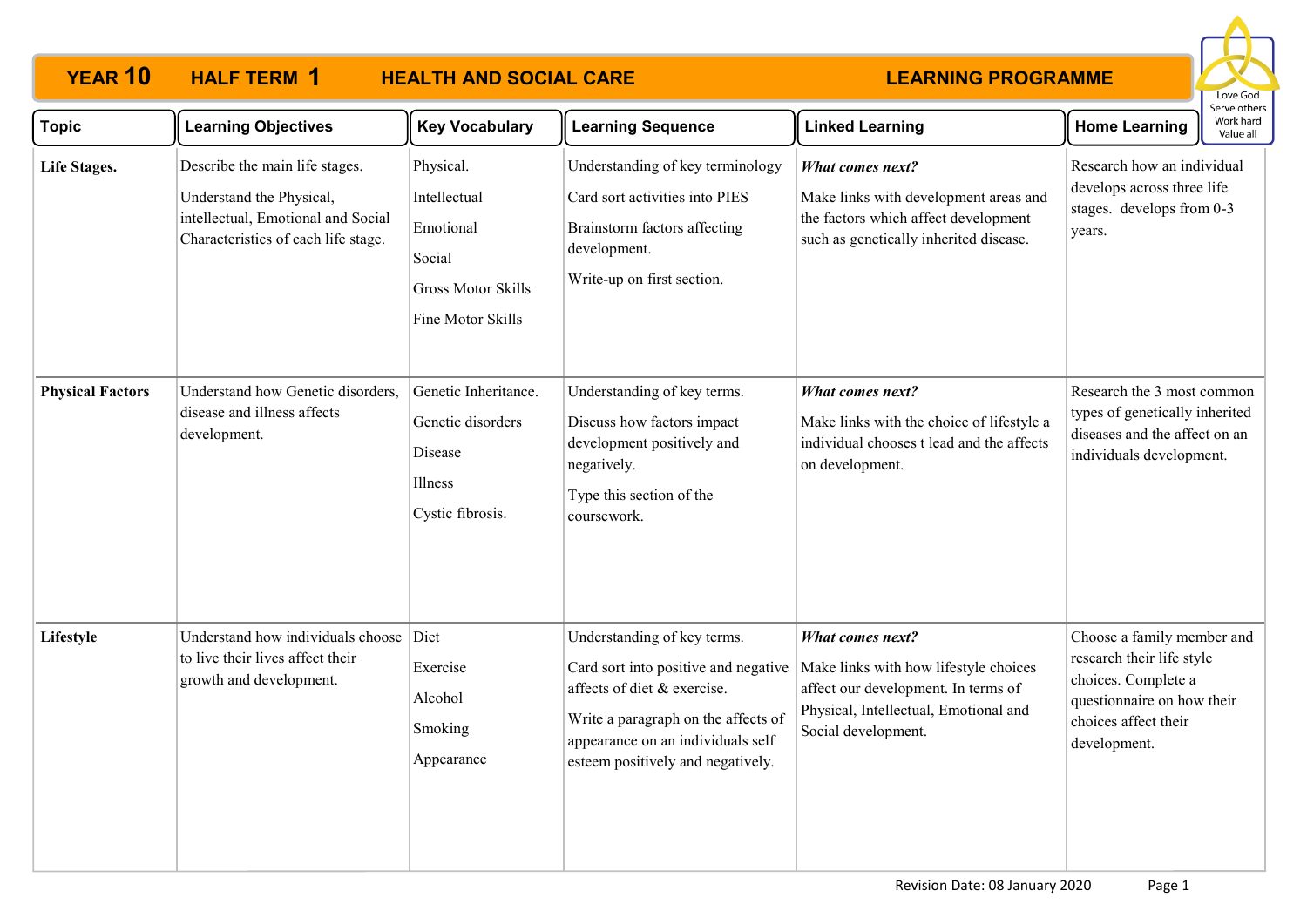# YEAR 10 HALF TERM 1 HEALTH AND SOCIAL CARE LEARNING PROGRAMME

Love God
Serve others
Work hard
Value all

| Topic | Learning Objectives | Key Vocabulary | Learning Sequence | Linked Learning | Home Learning |
|---|---|---|---|---|---|
| **Life Stages.** | Describe the main life stages.<br><br>Understand the Physical, intellectual, Emotional and Social Characteristics of each life stage. | Physical.<br><br>Intellectual<br><br>Emotional<br><br>Social<br><br>Gross Motor Skills<br><br>Fine Motor Skills | Understanding of key terminology<br><br>Card sort activities into PIES<br><br>Brainstorm factors affecting development.<br><br>Write-up on first section. | ***What comes next?***<br><br>Make links with development areas and the factors which affect development such as genetically inherited disease. | Research how an individual develops across three life stages. develops from 0-3 years. |
| **Physical Factors** | Understand how Genetic disorders, disease and illness affects development. | Genetic Inheritance.<br><br>Genetic disorders<br><br>Disease<br><br>Illness<br><br>Cystic fibrosis. | Understanding of key terms.<br><br>Discuss how factors impact development positively and negatively.<br><br>Type this section of the coursework. | ***What comes next?***<br><br>Make links with the choice of lifestyle a individual chooses t lead and the affects on development. | Research the 3 most common types of genetically inherited diseases and the affect on an individuals development. |
| **Lifestyle** | Understand how individuals choose to live their lives affect their growth and development. | Diet<br><br>Exercise<br><br>Alcohol<br><br>Smoking<br><br>Appearance | Understanding of key terms.<br><br>Card sort into positive and negative affects of diet & exercise.<br><br>Write a paragraph on the affects of appearance on an individuals self esteem positively and negatively. | ***What comes next?***<br><br>Make links with how lifestyle choices affect our development. In terms of Physical, Intellectual, Emotional and Social development. | Choose a family member and research their life style choices. Complete a questionnaire on how their choices affect their development. |

Revision Date: 08 January 2020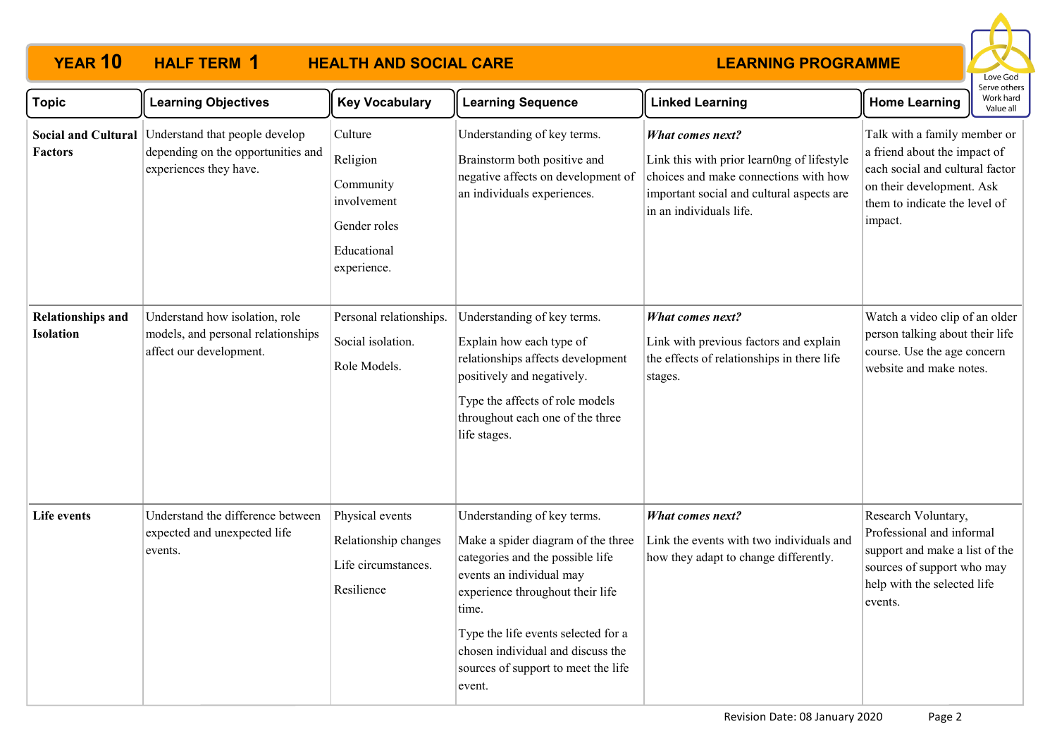# YEAR 10 HALF TERM 1 HEALTH AND SOCIAL CARE LEARNING PROGRAMME

Love God
Serve others
Work hard
Value all

| Topic | Learning Objectives | Key Vocabulary | Learning Sequence | Linked Learning | Home Learning |
|---|---|---|---|---|---|
| **Social and Cultural Factors** | Understand that people develop depending on the opportunities and experiences they have. | Culture<br>Religion<br>Community involvement<br>Gender roles<br>Educational experience. | Understanding of key terms.<br>Brainstorm both positive and negative affects on development of an individuals experiences. | ***What comes next?***<br>Link this with prior learn0ng of lifestyle choices and make connections with how important social and cultural aspects are in an individuals life. | Talk with a family member or a friend about the impact of each social and cultural factor on their development. Ask them to indicate the level of impact. |
| **Relationships and Isolation** | Understand how isolation, role models, and personal relationships affect our development. | Personal relationships.<br>Social isolation.<br>Role Models. | Understanding of key terms.<br>Explain how each type of relationships affects development positively and negatively.<br>Type the affects of role models throughout each one of the three life stages. | ***What comes next?***<br>Link with previous factors and explain the effects of relationships in there life stages. | Watch a video clip of an older person talking about their life course. Use the age concern website and make notes. |
| **Life events** | Understand the difference between expected and unexpected life events. | Physical events<br>Relationship changes<br>Life circumstances.<br>Resilience | Understanding of key terms.<br>Make a spider diagram of the three categories and the possible life events an individual may experience throughout their life time.<br>Type the life events selected for a chosen individual and discuss the sources of support to meet the life event. | ***What comes next?***<br>Link the events with two individuals and how they adapt to change differently. | Research Voluntary, Professional and informal support and make a list of the sources of support who may help with the selected life events. |

Revision Date: 08 January 2020